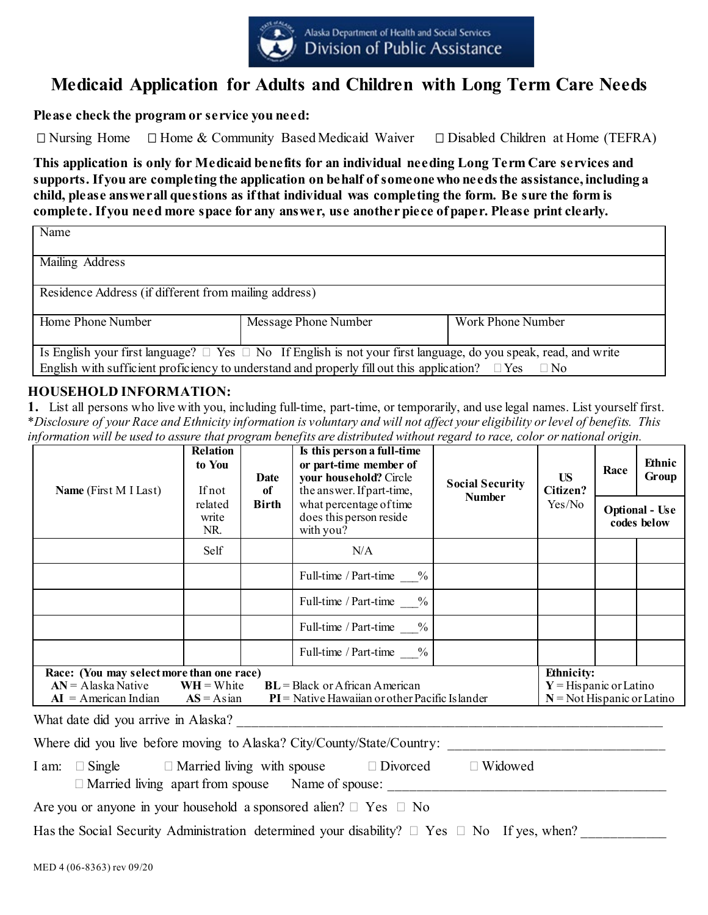Alaska Department of Health and Social Services
Division of Public Assistance

# Medicaid Application for Adults and Children with Long Term Care Needs

**Please check the program or service you need:**

☐ Nursing Home ☐ Home & Community Based Medicaid Waiver ☐ Disabled Children at Home (TEFRA)

**This application is only for Medicaid benefits for an individual needing Long Term Care services and supports. If you are completing the application on behalf of someone who needs the assistance, including a child, please answer all questions as if that individual was completing the form. Be sure the form is complete. If you need more space for any answer, use another piece of paper. Please print clearly.**

| Name | | |
|---|---|---|
| Mailing Address | | |
| Residence Address (if different from mailing address) | | |
| Home Phone Number | Message Phone Number | Work Phone Number |
| Is English your first language? ☐ Yes ☐ No If English is not your first language, do you speak, read, and write English with sufficient proficiency to understand and properly fill out this application? ☐ Yes ☐ No | | |

## HOUSEHOLD INFORMATION:

**1.** List all persons who live with you, including full-time, part-time, or temporarily, and use legal names. List yourself first.
**Disclosure of your Race and Ethnicity information is voluntary and will not affect your eligibility or level of benefits. This information will be used to assure that program benefits are distributed without regard to race, color or national origin.*

| **Name** (First M I Last) | **Relation to You** If not related write NR. | **Date of Birth** | **Is this person a full-time or part-time member of your household?** Circle the answer. If part-time, what percentage of time does this person reside with you? | **Social Security Number** | **US Citizen?** Yes/No | **Race** (Optional - Use codes below) | **Ethnic Group** (Optional - Use codes below) |
|---|---|---|---|---|---|---|---|
| | Self | | N/A | | | | |
| | | | Full-time / Part-time ___% | | | | |
| | | | Full-time / Part-time ___% | | | | |
| | | | Full-time / Part-time ___% | | | | |
| | | | Full-time / Part-time ___% | | | | |

**Race: (You may select more than one race)**
**AN** = Alaska Native **WH** = White **BL** = Black or African American
**AI** = American Indian **AS** = Asian **PI** = Native Hawaiian or other Pacific Islander

**Ethnicity:**
**Y** = Hispanic or Latino
**N** = Not Hispanic or Latino

What date did you arrive in Alaska? ____________________________________________

Where did you live before moving to Alaska? City/County/State/Country: ____________________________

I am: ☐ Single ☐ Married living with spouse ☐ Divorced ☐ Widowed
☐ Married living apart from spouse Name of spouse: ____________________________________

Are you or anyone in your household a sponsored alien? ☐ Yes ☐ No

Has the Social Security Administration determined your disability? ☐ Yes ☐ No If yes, when? ____________

MED 4 (06-8363) rev 09/20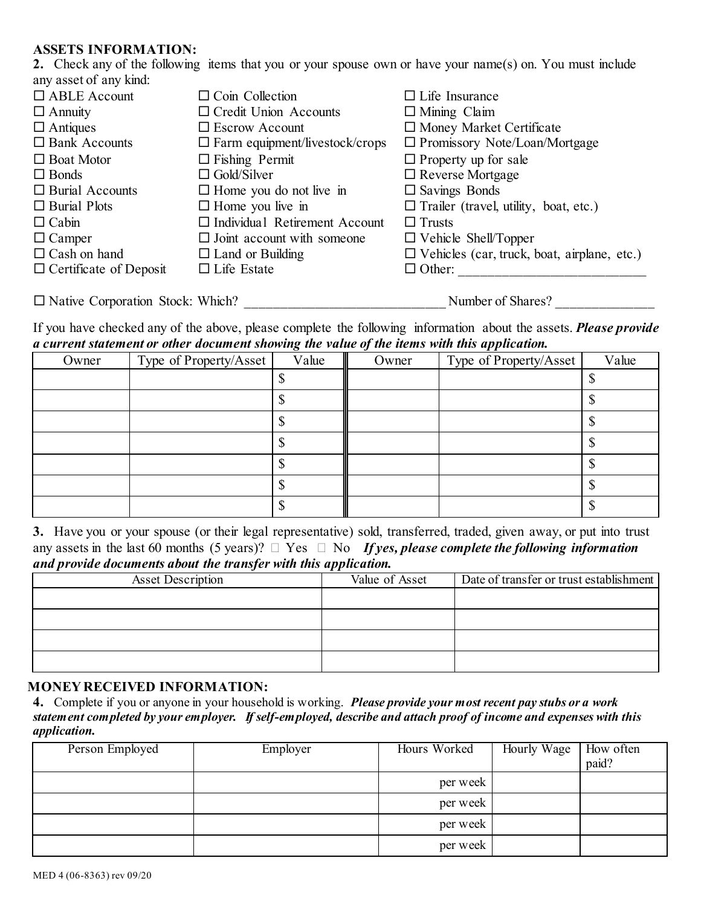**ASSETS INFORMATION:**

**2.** Check any of the following items that you or your spouse own or have your name(s) on. You must include any asset of any kind:

| | | |
|---|---|---|
| ☐ ABLE Account | ☐ Coin Collection | ☐ Life Insurance |
| ☐ Annuity | ☐ Credit Union Accounts | ☐ Mining Claim |
| ☐ Antiques | ☐ Escrow Account | ☐ Money Market Certificate |
| ☐ Bank Accounts | ☐ Farm equipment/livestock/crops | ☐ Promissory Note/Loan/Mortgage |
| ☐ Boat Motor | ☐ Fishing Permit | ☐ Property up for sale |
| ☐ Bonds | ☐ Gold/Silver | ☐ Reverse Mortgage |
| ☐ Burial Accounts | ☐ Home you do not live in | ☐ Savings Bonds |
| ☐ Burial Plots | ☐ Home you live in | ☐ Trailer (travel, utility, boat, etc.) |
| ☐ Cabin | ☐ Individual Retirement Account | ☐ Trusts |
| ☐ Camper | ☐ Joint account with someone | ☐ Vehicle Shell/Topper |
| ☐ Cash on hand | ☐ Land or Building | ☐ Vehicles (car, truck, boat, airplane, etc.) |
| ☐ Certificate of Deposit | ☐ Life Estate | ☐ Other: ___________________________ |

☐ Native Corporation Stock: Which? ______________________________ Number of Shares? ______________

If you have checked any of the above, please complete the following information about the assets. ***Please provide a current statement or other document showing the value of the items with this application.***

| Owner | Type of Property/Asset | Value | Owner | Type of Property/Asset | Value |
|---|---|---|---|---|---|
| | | $ | | | $ |
| | | $ | | | $ |
| | | $ | | | $ |
| | | $ | | | $ |
| | | $ | | | $ |
| | | $ | | | $ |
| | | $ | | | $ |

**3.** Have you or your spouse (or their legal representative) sold, transferred, traded, given away, or put into trust any assets in the last 60 months (5 years)? ☐ Yes ☐ No ***If yes, please complete the following information and provide documents about the transfer with this application.***

| Asset Description | Value of Asset | Date of transfer or trust establishment |
|---|---|---|
| | | |
| | | |
| | | |
| | | |

**MONEY RECEIVED INFORMATION:**

**4.** Complete if you or anyone in your household is working. ***Please provide your most recent pay stubs or a work statement completed by your employer. If self-employed, describe and attach proof of income and expenses with this application.***

| Person Employed | Employer | Hours Worked | Hourly Wage | How often paid? |
|---|---|---|---|---|
| | | per week | | |
| | | per week | | |
| | | per week | | |
| | | per week | | |

MED 4 (06-8363) rev 09/20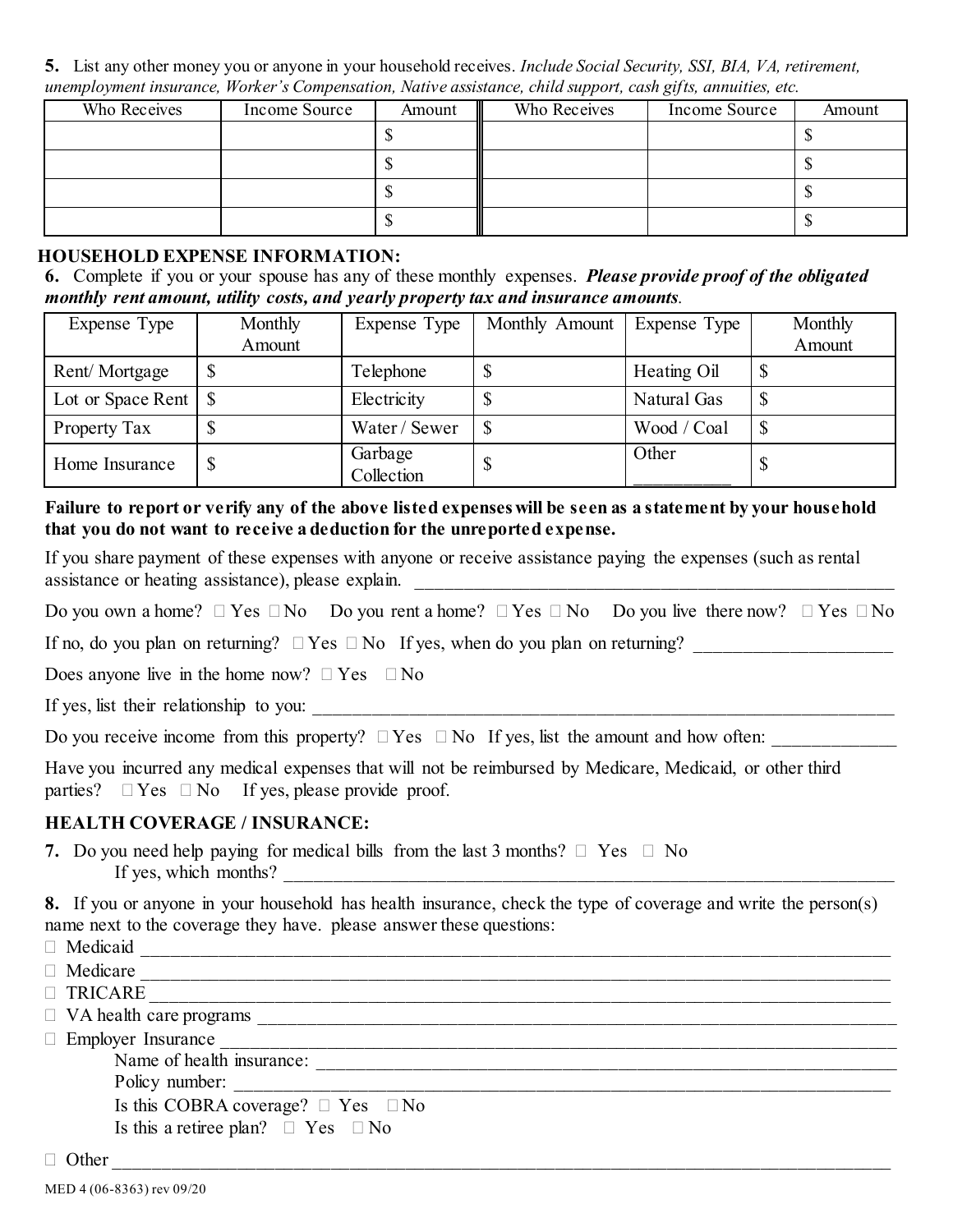**5.** List any other money you or anyone in your household receives. *Include Social Security, SSI, BIA, VA, retirement, unemployment insurance, Worker's Compensation, Native assistance, child support, cash gifts, annuities, etc.*

| Who Receives | Income Source | Amount | Who Receives | Income Source | Amount |
|---|---|---|---|---|---|
| | | $ | | | $ |
| | | $ | | | $ |
| | | $ | | | $ |
| | | $ | | | $ |

## HOUSEHOLD EXPENSE INFORMATION:

**6.** Complete if you or your spouse has any of these monthly expenses. ***Please provide proof of the obligated monthly rent amount, utility costs, and yearly property tax and insurance amounts***.

| Expense Type | Monthly Amount | Expense Type | Monthly Amount | Expense Type | Monthly Amount |
|---|---|---|---|---|---|
| Rent/ Mortgage | $ | Telephone | $ | Heating Oil | $ |
| Lot or Space Rent | $ | Electricity | $ | Natural Gas | $ |
| Property Tax | $ | Water / Sewer | $ | Wood / Coal | $ |
| Home Insurance | $ | Garbage Collection | $ | Other ___________ | $ |

**Failure to report or verify any of the above listed expenses will be seen as a statement by your household that you do not want to receive a deduction for the unreported expense.**

If you share payment of these expenses with anyone or receive assistance paying the expenses (such as rental assistance or heating assistance), please explain. ______________________________________________

Do you own a home? ☐ Yes ☐ No Do you rent a home? ☐ Yes ☐ No Do you live there now? ☐ Yes ☐ No

If no, do you plan on returning? ☐ Yes ☐ No If yes, when do you plan on returning? ____________________

Does anyone live in the home now? ☐ Yes ☐ No

If yes, list their relationship to you: ____________________________________________________________

Do you receive income from this property? ☐ Yes ☐ No If yes, list the amount and how often: ____________

Have you incurred any medical expenses that will not be reimbursed by Medicare, Medicaid, or other third parties? ☐ Yes ☐ No If yes, please provide proof.

## HEALTH COVERAGE / INSURANCE:

**7.** Do you need help paying for medical bills from the last 3 months? ☐ Yes ☐ No
If yes, which months? ____________________________________________________________

**8.** If you or anyone in your household has health insurance, check the type of coverage and write the person(s) name next to the coverage they have. please answer these questions:

☐ Medicaid ____________________________________________________________

☐ Medicare ____________________________________________________________

☐ TRICARE ____________________________________________________________

☐ VA health care programs ______________________________________________

☐ Employer Insurance ___________________________________________________

Name of health insurance: ______________________________________________

Policy number: ________________________________________________________

Is this COBRA coverage? ☐ Yes ☐ No

Is this a retiree plan? ☐ Yes ☐ No

☐ Other ______________________________________________________________

MED 4 (06-8363) rev 09/20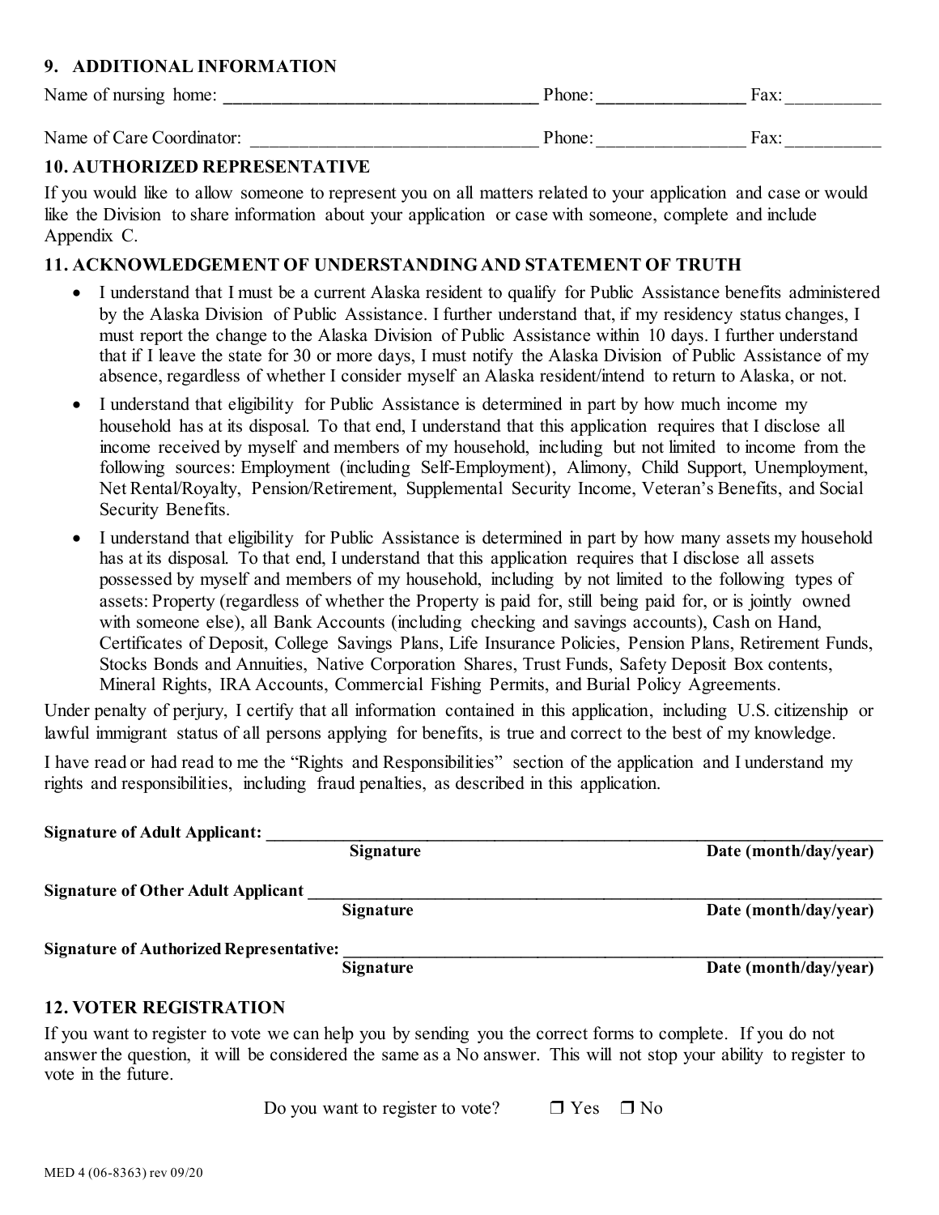## 9. ADDITIONAL INFORMATION

Name of nursing home: ___________________________________ Phone: ________________ Fax: __________

Name of Care Coordinator: ________________________________ Phone: ________________ Fax: __________

## 10. AUTHORIZED REPRESENTATIVE

If you would like to allow someone to represent you on all matters related to your application and case or would like the Division to share information about your application or case with someone, complete and include Appendix C.

## 11. ACKNOWLEDGEMENT OF UNDERSTANDING AND STATEMENT OF TRUTH

- I understand that I must be a current Alaska resident to qualify for Public Assistance benefits administered by the Alaska Division of Public Assistance. I further understand that, if my residency status changes, I must report the change to the Alaska Division of Public Assistance within 10 days. I further understand that if I leave the state for 30 or more days, I must notify the Alaska Division of Public Assistance of my absence, regardless of whether I consider myself an Alaska resident/intend to return to Alaska, or not.
- I understand that eligibility for Public Assistance is determined in part by how much income my household has at its disposal. To that end, I understand that this application requires that I disclose all income received by myself and members of my household, including but not limited to income from the following sources: Employment (including Self-Employment), Alimony, Child Support, Unemployment, Net Rental/Royalty, Pension/Retirement, Supplemental Security Income, Veteran's Benefits, and Social Security Benefits.
- I understand that eligibility for Public Assistance is determined in part by how many assets my household has at its disposal. To that end, I understand that this application requires that I disclose all assets possessed by myself and members of my household, including by not limited to the following types of assets: Property (regardless of whether the Property is paid for, still being paid for, or is jointly owned with someone else), all Bank Accounts (including checking and savings accounts), Cash on Hand, Certificates of Deposit, College Savings Plans, Life Insurance Policies, Pension Plans, Retirement Funds, Stocks Bonds and Annuities, Native Corporation Shares, Trust Funds, Safety Deposit Box contents, Mineral Rights, IRA Accounts, Commercial Fishing Permits, and Burial Policy Agreements.

Under penalty of perjury, I certify that all information contained in this application, including U.S. citizenship or lawful immigrant status of all persons applying for benefits, is true and correct to the best of my knowledge.

I have read or had read to me the "Rights and Responsibilities" section of the application and I understand my rights and responsibilities, including fraud penalties, as described in this application.

**Signature of Adult Applicant:** ______________________________________________________________

**Signature** **Date (month/day/year)**

**Signature of Other Adult Applicant** __________________________________________________________

**Signature** **Date (month/day/year)**

**Signature of Authorized Representative:** ______________________________________________________

**Signature** **Date (month/day/year)**

## 12. VOTER REGISTRATION

If you want to register to vote we can help you by sending you the correct forms to complete. If you do not answer the question, it will be considered the same as a No answer. This will not stop your ability to register to vote in the future.

Do you want to register to vote? ❒ Yes ❒ No

MED 4 (06-8363) rev 09/20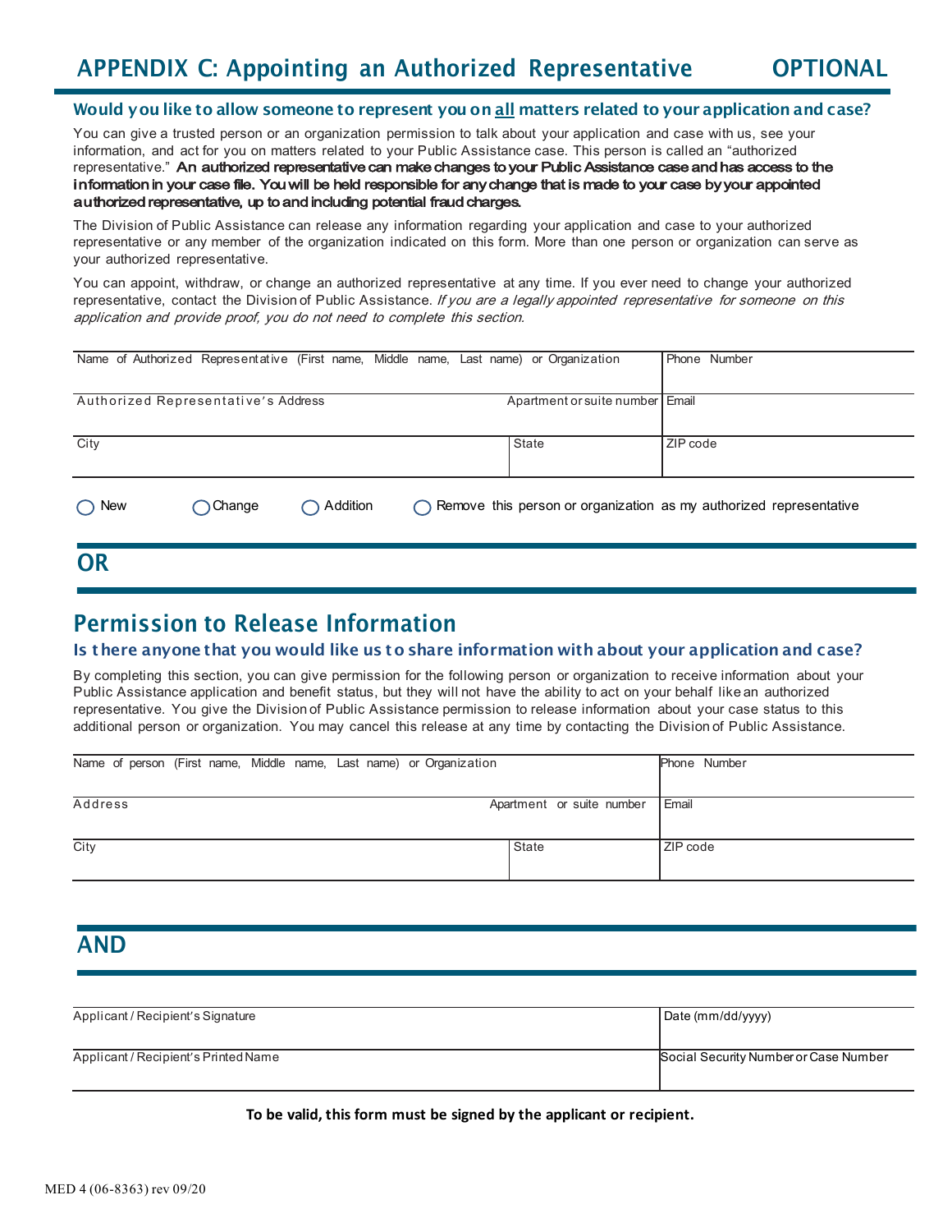# APPENDIX C: Appointing an Authorized Representative OPTIONAL

### Would you like to allow someone to represent you on all matters related to your application and case?

You can give a trusted person or an organization permission to talk about your application and case with us, see your information, and act for you on matters related to your Public Assistance case. This person is called an "authorized representative." **An authorized representative can make changes to your Public Assistance case and has access to the information in your case file. You will be held responsible for any change that is made to your case by your appointed authorized representative, up to and including potential fraud charges.**

The Division of Public Assistance can release any information regarding your application and case to your authorized representative or any member of the organization indicated on this form. More than one person or organization can serve as your authorized representative.

You can appoint, withdraw, or change an authorized representative at any time. If you ever need to change your authorized representative, contact the Division of Public Assistance. *If you are a legally appointed representative for someone on this application and provide proof, you do not need to complete this section.*

| Name of Authorized Representative (First name, Middle name, Last name) or Organization | | Phone Number |
|---|---|---|
| Authorized Representative's Address | Apartment or suite number | Email |
| City | State | ZIP code |

◯ New ◯ Change ◯ Addition ◯ Remove this person or organization as my authorized representative

## OR

## Permission to Release Information

### Is there anyone that you would like us to share information with about your application and case?

By completing this section, you can give permission for the following person or organization to receive information about your Public Assistance application and benefit status, but they will not have the ability to act on your behalf like an authorized representative. You give the Division of Public Assistance permission to release information about your case status to this additional person or organization. You may cancel this release at any time by contacting the Division of Public Assistance.

| Name of person (First name, Middle name, Last name) or Organization | | Phone Number |
|---|---|---|
| Address | Apartment or suite number | Email |
| City | State | ZIP code |

## AND

| Applicant / Recipient's Signature | Date (mm/dd/yyyy) |
|---|---|
| Applicant / Recipient's Printed Name | Social Security Number or Case Number |

**To be valid, this form must be signed by the applicant or recipient.**

MED 4 (06-8363) rev 09/20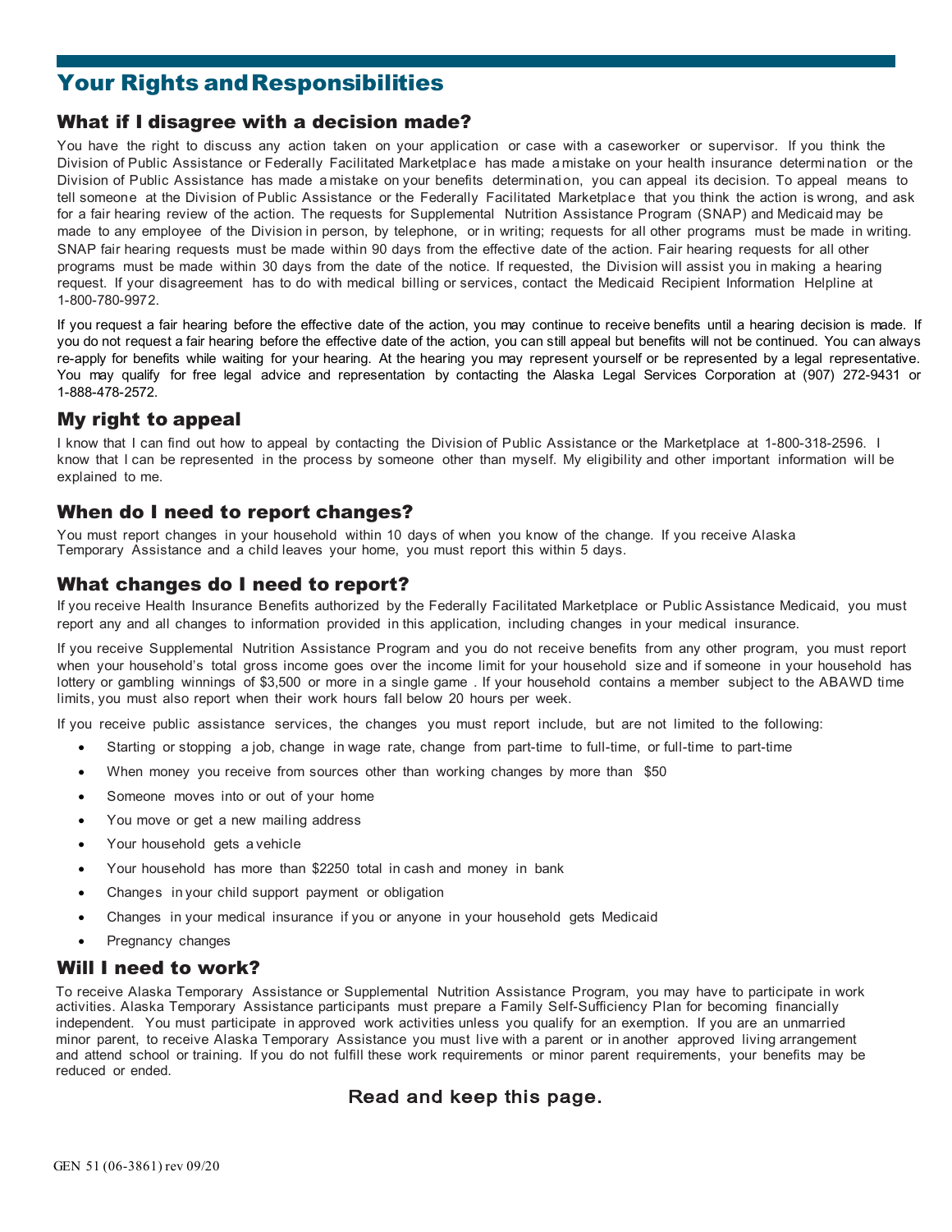# Your Rights and Responsibilities

## What if I disagree with a decision made?

You have the right to discuss any action taken on your application or case with a caseworker or supervisor. If you think the Division of Public Assistance or Federally Facilitated Marketplace has made a mistake on your health insurance determination or the Division of Public Assistance has made a mistake on your benefits determination, you can appeal its decision. To appeal means to tell someone at the Division of Public Assistance or the Federally Facilitated Marketplace that you think the action is wrong, and ask for a fair hearing review of the action. The requests for Supplemental Nutrition Assistance Program (SNAP) and Medicaid may be made to any employee of the Division in person, by telephone, or in writing; requests for all other programs must be made in writing. SNAP fair hearing requests must be made within 90 days from the effective date of the action. Fair hearing requests for all other programs must be made within 30 days from the date of the notice. If requested, the Division will assist you in making a hearing request. If your disagreement has to do with medical billing or services, contact the Medicaid Recipient Information Helpline at 1-800-780-9972.

If you request a fair hearing before the effective date of the action, you may continue to receive benefits until a hearing decision is made. If you do not request a fair hearing before the effective date of the action, you can still appeal but benefits will not be continued. You can always re-apply for benefits while waiting for your hearing. At the hearing you may represent yourself or be represented by a legal representative. You may qualify for free legal advice and representation by contacting the Alaska Legal Services Corporation at (907) 272-9431 or 1-888-478-2572.

## My right to appeal

I know that I can find out how to appeal by contacting the Division of Public Assistance or the Marketplace at 1-800-318-2596. I know that I can be represented in the process by someone other than myself. My eligibility and other important information will be explained to me.

## When do I need to report changes?

You must report changes in your household within 10 days of when you know of the change. If you receive Alaska Temporary Assistance and a child leaves your home, you must report this within 5 days.

## What changes do I need to report?

If you receive Health Insurance Benefits authorized by the Federally Facilitated Marketplace or Public Assistance Medicaid, you must report any and all changes to information provided in this application, including changes in your medical insurance.

If you receive Supplemental Nutrition Assistance Program and you do not receive benefits from any other program, you must report when your household's total gross income goes over the income limit for your household size and if someone in your household has lottery or gambling winnings of $3,500 or more in a single game . If your household contains a member subject to the ABAWD time limits, you must also report when their work hours fall below 20 hours per week.

If you receive public assistance services, the changes you must report include, but are not limited to the following:

- Starting or stopping a job, change in wage rate, change from part-time to full-time, or full-time to part-time
- When money you receive from sources other than working changes by more than $50
- Someone moves into or out of your home
- You move or get a new mailing address
- Your household gets a vehicle
- Your household has more than $2250 total in cash and money in bank
- Changes in your child support payment or obligation
- Changes in your medical insurance if you or anyone in your household gets Medicaid
- Pregnancy changes

## Will I need to work?

To receive Alaska Temporary Assistance or Supplemental Nutrition Assistance Program, you may have to participate in work activities. Alaska Temporary Assistance participants must prepare a Family Self-Sufficiency Plan for becoming financially independent. You must participate in approved work activities unless you qualify for an exemption. If you are an unmarried minor parent, to receive Alaska Temporary Assistance you must live with a parent or in another approved living arrangement and attend school or training. If you do not fulfill these work requirements or minor parent requirements, your benefits may be reduced or ended.

**Read and keep this page.**

GEN 51 (06-3861) rev 09/20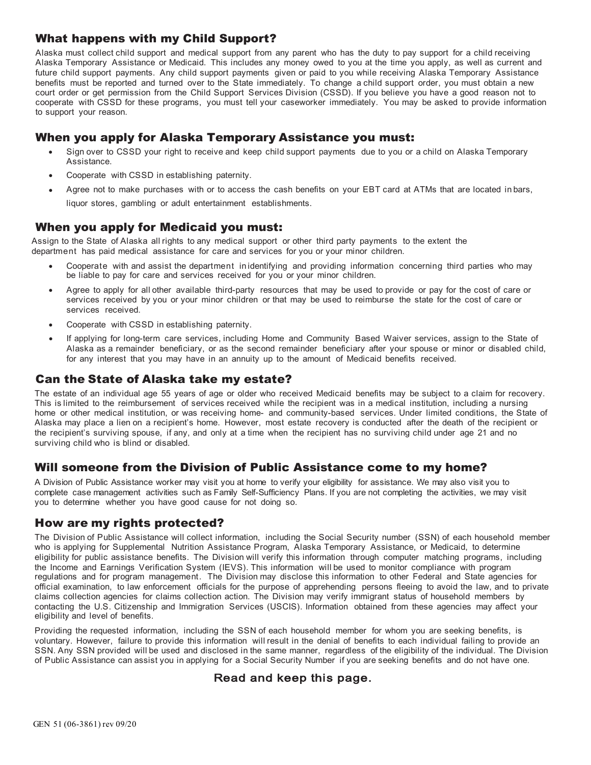## What happens with my Child Support?

Alaska must collect child support and medical support from any parent who has the duty to pay support for a child receiving Alaska Temporary Assistance or Medicaid. This includes any money owed to you at the time you apply, as well as current and future child support payments. Any child support payments given or paid to you while receiving Alaska Temporary Assistance benefits must be reported and turned over to the State immediately. To change a child support order, you must obtain a new court order or get permission from the Child Support Services Division (CSSD). If you believe you have a good reason not to cooperate with CSSD for these programs, you must tell your caseworker immediately. You may be asked to provide information to support your reason.

## When you apply for Alaska Temporary Assistance you must:

- Sign over to CSSD your right to receive and keep child support payments due to you or a child on Alaska Temporary Assistance.
- Cooperate with CSSD in establishing paternity.
- Agree not to make purchases with or to access the cash benefits on your EBT card at ATMs that are located in bars, liquor stores, gambling or adult entertainment establishments.

## When you apply for Medicaid you must:

Assign to the State of Alaska all rights to any medical support or other third party payments to the extent the department has paid medical assistance for care and services for you or your minor children.

- Cooperate with and assist the department in identifying and providing information concerning third parties who may be liable to pay for care and services received for you or your minor children.
- Agree to apply for all other available third-party resources that may be used to provide or pay for the cost of care or services received by you or your minor children or that may be used to reimburse the state for the cost of care or services received.
- Cooperate with CSSD in establishing paternity.
- If applying for long-term care services, including Home and Community Based Waiver services, assign to the State of Alaska as a remainder beneficiary, or as the second remainder beneficiary after your spouse or minor or disabled child, for any interest that you may have in an annuity up to the amount of Medicaid benefits received.

## Can the State of Alaska take my estate?

The estate of an individual age 55 years of age or older who received Medicaid benefits may be subject to a claim for recovery. This is limited to the reimbursement of services received while the recipient was in a medical institution, including a nursing home or other medical institution, or was receiving home- and community-based services. Under limited conditions, the State of Alaska may place a lien on a recipient's home. However, most estate recovery is conducted after the death of the recipient or the recipient's surviving spouse, if any, and only at a time when the recipient has no surviving child under age 21 and no surviving child who is blind or disabled.

## Will someone from the Division of Public Assistance come to my home?

A Division of Public Assistance worker may visit you at home to verify your eligibility for assistance. We may also visit you to complete case management activities such as Family Self-Sufficiency Plans. If you are not completing the activities, we may visit you to determine whether you have good cause for not doing so.

## How are my rights protected?

The Division of Public Assistance will collect information, including the Social Security number (SSN) of each household member who is applying for Supplemental Nutrition Assistance Program, Alaska Temporary Assistance, or Medicaid, to determine eligibility for public assistance benefits. The Division will verify this information through computer matching programs, including the Income and Earnings Verification System (IEVS). This information will be used to monitor compliance with program regulations and for program management. The Division may disclose this information to other Federal and State agencies for official examination, to law enforcement officials for the purpose of apprehending persons fleeing to avoid the law, and to private claims collection agencies for claims collection action. The Division may verify immigrant status of household members by contacting the U.S. Citizenship and Immigration Services (USCIS). Information obtained from these agencies may affect your eligibility and level of benefits.

Providing the requested information, including the SSN of each household member for whom you are seeking benefits, is voluntary. However, failure to provide this information will result in the denial of benefits to each individual failing to provide an SSN. Any SSN provided will be used and disclosed in the same manner, regardless of the eligibility of the individual. The Division of Public Assistance can assist you in applying for a Social Security Number if you are seeking benefits and do not have one.

**Read and keep this page.**

GEN 51 (06-3861) rev 09/20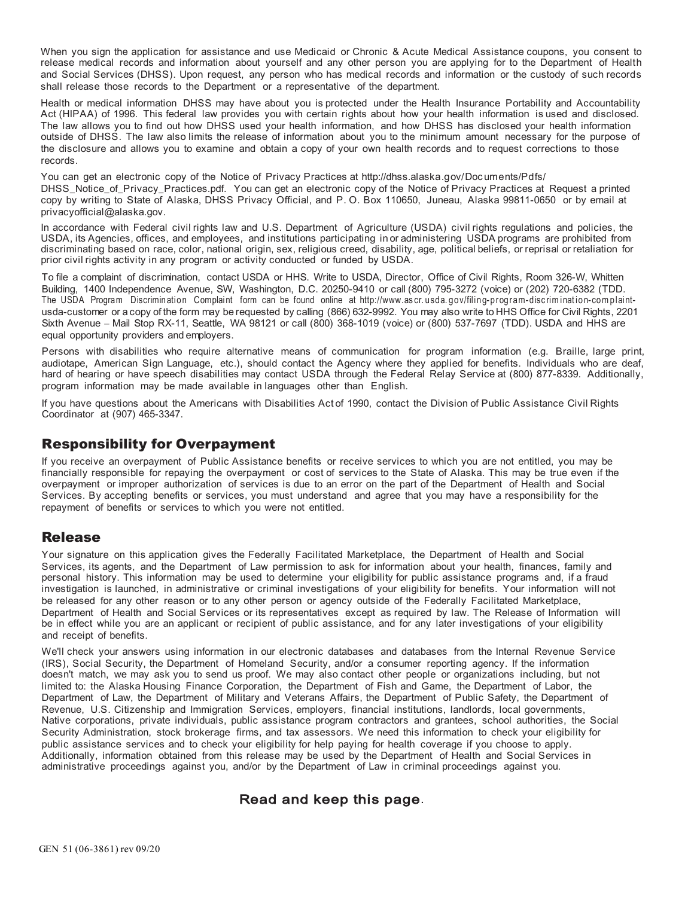When you sign the application for assistance and use Medicaid or Chronic & Acute Medical Assistance coupons, you consent to release medical records and information about yourself and any other person you are applying for to the Department of Health and Social Services (DHSS). Upon request, any person who has medical records and information or the custody of such records shall release those records to the Department or a representative of the department.

Health or medical information DHSS may have about you is protected under the Health Insurance Portability and Accountability Act (HIPAA) of 1996. This federal law provides you with certain rights about how your health information is used and disclosed. The law allows you to find out how DHSS used your health information, and how DHSS has disclosed your health information outside of DHSS. The law also limits the release of information about you to the minimum amount necessary for the purpose of the disclosure and allows you to examine and obtain a copy of your own health records and to request corrections to those records.

You can get an electronic copy of the Notice of Privacy Practices at http://dhss.alaska.gov/Documents/Pdfs/DHSS_Notice_of_Privacy_Practices.pdf. You can get an electronic copy of the Notice of Privacy Practices at Request a printed copy by writing to State of Alaska, DHSS Privacy Official, and P. O. Box 110650, Juneau, Alaska 99811-0650 or by email at privacyofficial@alaska.gov.

In accordance with Federal civil rights law and U.S. Department of Agriculture (USDA) civil rights regulations and policies, the USDA, its Agencies, offices, and employees, and institutions participating in or administering USDA programs are prohibited from discriminating based on race, color, national origin, sex, religious creed, disability, age, political beliefs, or reprisal or retaliation for prior civil rights activity in any program or activity conducted or funded by USDA.

To file a complaint of discrimination, contact USDA or HHS. Write to USDA, Director, Office of Civil Rights, Room 326-W, Whitten Building, 1400 Independence Avenue, SW, Washington, D.C. 20250-9410 or call (800) 795-3272 (voice) or (202) 720-6382 (TDD. The USDA Program Discrimination Complaint form can be found online at http://www.ascr.usda.gov/filing-program-discrimination-complaint-usda-customer or a copy of the form may be requested by calling (866) 632-9992. You may also write to HHS Office for Civil Rights, 2201 Sixth Avenue – Mail Stop RX-11, Seattle, WA 98121 or call (800) 368-1019 (voice) or (800) 537-7697 (TDD). USDA and HHS are equal opportunity providers and employers.

Persons with disabilities who require alternative means of communication for program information (e.g. Braille, large print, audiotape, American Sign Language, etc.), should contact the Agency where they applied for benefits. Individuals who are deaf, hard of hearing or have speech disabilities may contact USDA through the Federal Relay Service at (800) 877-8339. Additionally, program information may be made available in languages other than English.

If you have questions about the Americans with Disabilities Act of 1990, contact the Division of Public Assistance Civil Rights Coordinator at (907) 465-3347.

## Responsibility for Overpayment

If you receive an overpayment of Public Assistance benefits or receive services to which you are not entitled, you may be financially responsible for repaying the overpayment or cost of services to the State of Alaska. This may be true even if the overpayment or improper authorization of services is due to an error on the part of the Department of Health and Social Services. By accepting benefits or services, you must understand and agree that you may have a responsibility for the repayment of benefits or services to which you were not entitled.

## Release

Your signature on this application gives the Federally Facilitated Marketplace, the Department of Health and Social Services, its agents, and the Department of Law permission to ask for information about your health, finances, family and personal history. This information may be used to determine your eligibility for public assistance programs and, if a fraud investigation is launched, in administrative or criminal investigations of your eligibility for benefits. Your information will not be released for any other reason or to any other person or agency outside of the Federally Facilitated Marketplace, Department of Health and Social Services or its representatives except as required by law. The Release of Information will be in effect while you are an applicant or recipient of public assistance, and for any later investigations of your eligibility and receipt of benefits.

We'll check your answers using information in our electronic databases and databases from the Internal Revenue Service (IRS), Social Security, the Department of Homeland Security, and/or a consumer reporting agency. If the information doesn't match, we may ask you to send us proof. We may also contact other people or organizations including, but not limited to: the Alaska Housing Finance Corporation, the Department of Fish and Game, the Department of Labor, the Department of Law, the Department of Military and Veterans Affairs, the Department of Public Safety, the Department of Revenue, U.S. Citizenship and Immigration Services, employers, financial institutions, landlords, local governments, Native corporations, private individuals, public assistance program contractors and grantees, school authorities, the Social Security Administration, stock brokerage firms, and tax assessors. We need this information to check your eligibility for public assistance services and to check your eligibility for help paying for health coverage if you choose to apply. Additionally, information obtained from this release may be used by the Department of Health and Social Services in administrative proceedings against you, and/or by the Department of Law in criminal proceedings against you.

**Read and keep this page.**

GEN 51 (06-3861) rev 09/20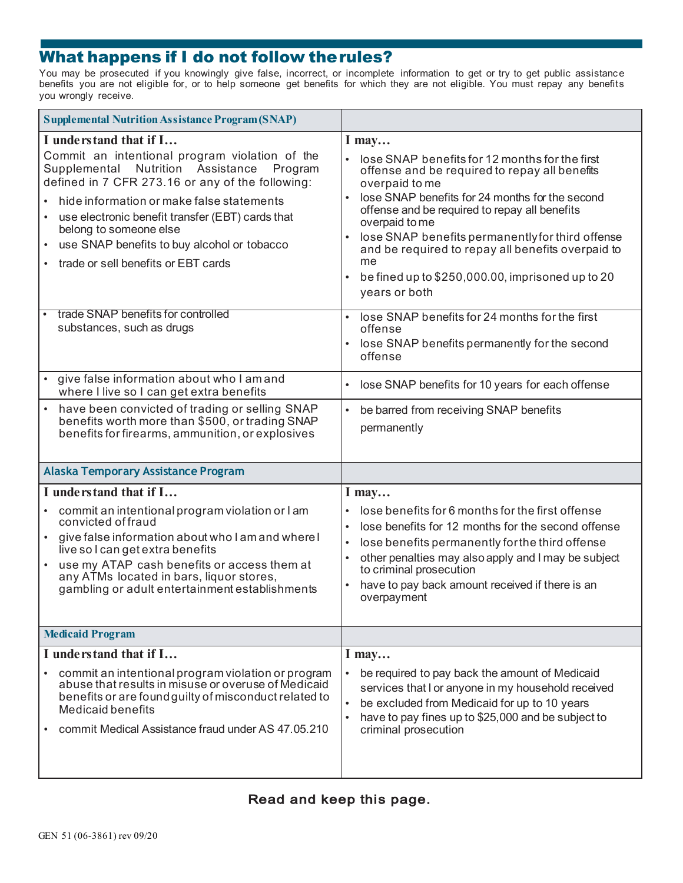## What happens if I do not follow the rules?

You may be prosecuted if you knowingly give false, incorrect, or incomplete information to get or try to get public assistance benefits you are not eligible for, or to help someone get benefits for which they are not eligible. You must repay any benefits you wrongly receive.

| **Supplemental Nutrition Assistance Program (SNAP)** | |
|---|---|
| **I understand that if I…**<br>Commit an intentional program violation of the Supplemental Nutrition Assistance Program defined in 7 CFR 273.16 or any of the following:<br>• hide information or make false statements<br>• use electronic benefit transfer (EBT) cards that belong to someone else<br>• use SNAP benefits to buy alcohol or tobacco<br>• trade or sell benefits or EBT cards | **I may…**<br>• lose SNAP benefits for 12 months for the first offense and be required to repay all benefits overpaid to me<br>• lose SNAP benefits for 24 months for the second offense and be required to repay all benefits overpaid to me<br>• lose SNAP benefits permanently for third offense and be required to repay all benefits overpaid to me<br>• be fined up to $250,000.00, imprisoned up to 20 years or both |
| • trade SNAP benefits for controlled substances, such as drugs | • lose SNAP benefits for 24 months for the first offense<br>• lose SNAP benefits permanently for the second offense |
| • give false information about who I am and where I live so I can get extra benefits | • lose SNAP benefits for 10 years for each offense |
| • have been convicted of trading or selling SNAP benefits worth more than $500, or trading SNAP benefits for firearms, ammunition, or explosives | • be barred from receiving SNAP benefits permanently |
| **Alaska Temporary Assistance Program** | |
| **I understand that if I…**<br>• commit an intentional program violation or I am convicted of fraud<br>• give false information about who I am and where I live so I can get extra benefits<br>• use my ATAP cash benefits or access them at any ATMs located in bars, liquor stores, gambling or adult entertainment establishments | **I may…**<br>• lose benefits for 6 months for the first offense<br>• lose benefits for 12 months for the second offense<br>• lose benefits permanently for the third offense<br>• other penalties may also apply and I may be subject to criminal prosecution<br>• have to pay back amount received if there is an overpayment |
| **Medicaid Program** | |
| **I understand that if I…**<br>• commit an intentional program violation or program abuse that results in misuse or overuse of Medicaid benefits or are found guilty of misconduct related to Medicaid benefits<br>• commit Medical Assistance fraud under AS 47.05.210 | **I may…**<br>• be required to pay back the amount of Medicaid services that I or anyone in my household received<br>• be excluded from Medicaid for up to 10 years<br>• have to pay fines up to $25,000 and be subject to criminal prosecution |

**Read and keep this page.**

GEN 51 (06-3861) rev 09/20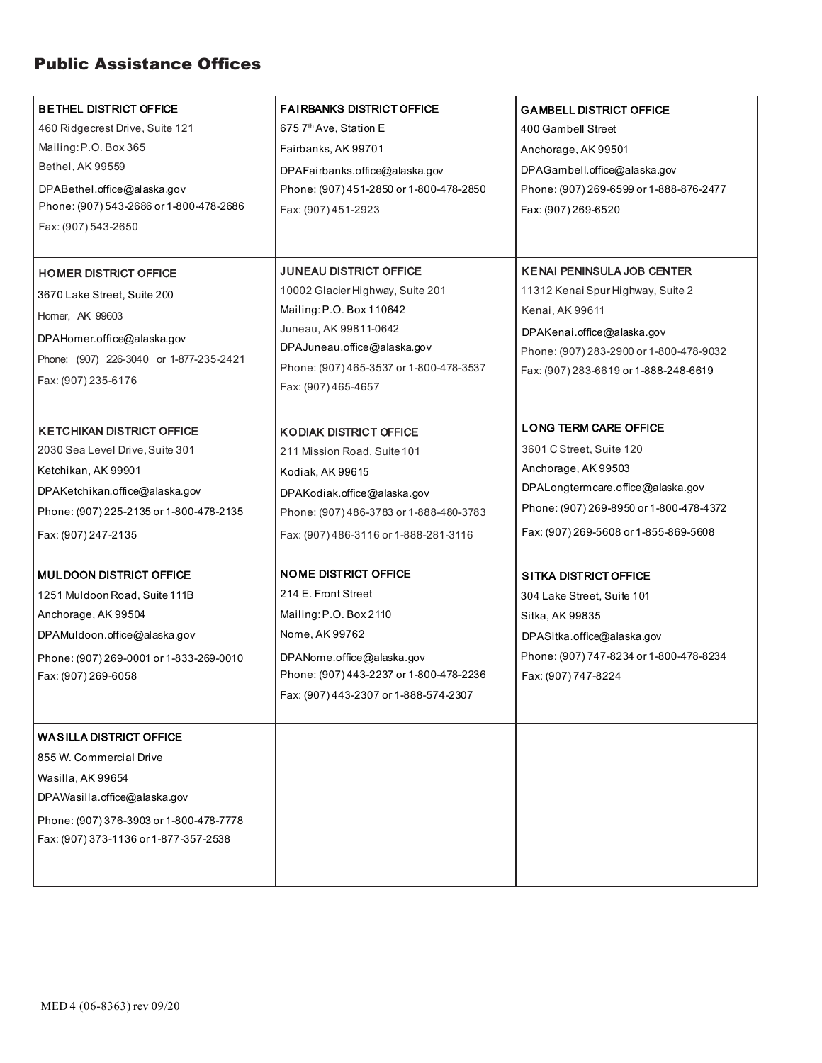## Public Assistance Offices

| | | |
|---|---|---|
| **BETHEL DISTRICT OFFICE**<br>460 Ridgecrest Drive, Suite 121<br>Mailing: P.O. Box 365<br>Bethel, AK 99559<br>DPABethel.office@alaska.gov<br>Phone: (907) 543-2686 or 1-800-478-2686<br>Fax: (907) 543-2650 | **FAIRBANKS DISTRICT OFFICE**<br>675 7th Ave, Station E<br>Fairbanks, AK 99701<br>DPAFairbanks.office@alaska.gov<br>Phone: (907) 451-2850 or 1-800-478-2850<br>Fax: (907) 451-2923 | **GAMBELL DISTRICT OFFICE**<br>400 Gambell Street<br>Anchorage, AK 99501<br>DPAGambell.office@alaska.gov<br>Phone: (907) 269-6599 or 1-888-876-2477<br>Fax: (907) 269-6520 |
| **HOMER DISTRICT OFFICE**<br>3670 Lake Street, Suite 200<br>Homer, AK 99603<br>DPAHomer.office@alaska.gov<br>Phone: (907) 226-3040 or 1-877-235-2421<br>Fax: (907) 235-6176 | **JUNEAU DISTRICT OFFICE**<br>10002 Glacier Highway, Suite 201<br>Mailing: P.O. Box 110642<br>Juneau, AK 99811-0642<br>DPAJuneau.office@alaska.gov<br>Phone: (907) 465-3537 or 1-800-478-3537<br>Fax: (907) 465-4657 | **KENAI PENINSULA JOB CENTER**<br>11312 Kenai Spur Highway, Suite 2<br>Kenai, AK 99611<br>DPAKenai.office@alaska.gov<br>Phone: (907) 283-2900 or 1-800-478-9032<br>Fax: (907) 283-6619 or 1-888-248-6619 |
| **KETCHIKAN DISTRICT OFFICE**<br>2030 Sea Level Drive, Suite 301<br>Ketchikan, AK 99901<br>DPAKetchikan.office@alaska.gov<br>Phone: (907) 225-2135 or 1-800-478-2135<br>Fax: (907) 247-2135 | **KODIAK DISTRICT OFFICE**<br>211 Mission Road, Suite 101<br>Kodiak, AK 99615<br>DPAKodiak.office@alaska.gov<br>Phone: (907) 486-3783 or 1-888-480-3783<br>Fax: (907) 486-3116 or 1-888-281-3116 | **LONG TERM CARE OFFICE**<br>3601 C Street, Suite 120<br>Anchorage, AK 99503<br>DPALongtermcare.office@alaska.gov<br>Phone: (907) 269-8950 or 1-800-478-4372<br>Fax: (907) 269-5608 or 1-855-869-5608 |
| **MULDOON DISTRICT OFFICE**<br>1251 Muldoon Road, Suite 111B<br>Anchorage, AK 99504<br>DPAMuldoon.office@alaska.gov<br>Phone: (907) 269-0001 or 1-833-269-0010<br>Fax: (907) 269-6058 | **NOME DISTRICT OFFICE**<br>214 E. Front Street<br>Mailing: P.O. Box 2110<br>Nome, AK 99762<br>DPANome.office@alaska.gov<br>Phone: (907) 443-2237 or 1-800-478-2236<br>Fax: (907) 443-2307 or 1-888-574-2307 | **SITKA DISTRICT OFFICE**<br>304 Lake Street, Suite 101<br>Sitka, AK 99835<br>DPASitka.office@alaska.gov<br>Phone: (907) 747-8234 or 1-800-478-8234<br>Fax: (907) 747-8224 |
| **WASILLA DISTRICT OFFICE**<br>855 W. Commercial Drive<br>Wasilla, AK 99654<br>DPAWasilla.office@alaska.gov<br>Phone: (907) 376-3903 or 1-800-478-7778<br>Fax: (907) 373-1136 or 1-877-357-2538 | | |

MED 4 (06-8363) rev 09/20